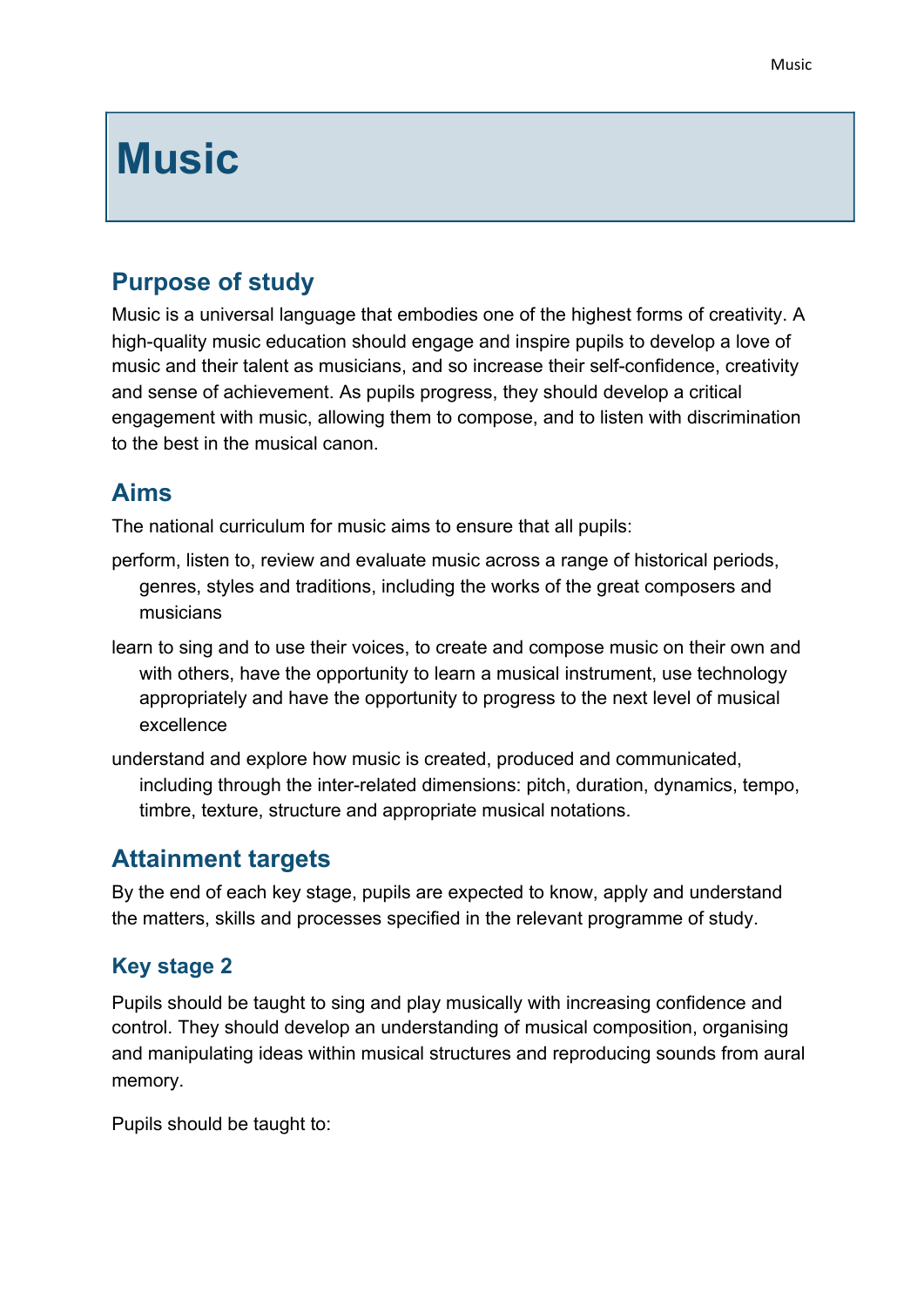# Music

## Purpose of study

Music is a universal language that embodies one of the highest forms of creativity. A high-quality music education should engage and inspire pupils to develop a love of music and their talent as musicians, and so increase their self-confidence, creativity and sense of achievement. As pupils progress, they should develop a critical engagement with music, allowing them to compose, and to listen with discrimination to the best in the musical canon.

## Aims

The national curriculum for music aims to ensure that all pupils:

- perform, listen to, review and evaluate music across a range of historical periods, genres, styles and traditions, including the works of the great composers and musicians
- learn to sing and to use their voices, to create and compose music on their own and with others, have the opportunity to learn a musical instrument, use technology appropriately and have the opportunity to progress to the next level of musical excellence
- understand and explore how music is created, produced and communicated, including through the inter-related dimensions: pitch, duration, dynamics, tempo, timbre, texture, structure and appropriate musical notations.

## Attainment targets

By the end of each key stage, pupils are expected to know, apply and understand the matters, skills and processes specified in the relevant programme of study.

### Key stage 2

Pupils should be taught to sing and play musically with increasing confidence and control. They should develop an understanding of musical composition, organising and manipulating ideas within musical structures and reproducing sounds from aural memory.

Pupils should be taught to: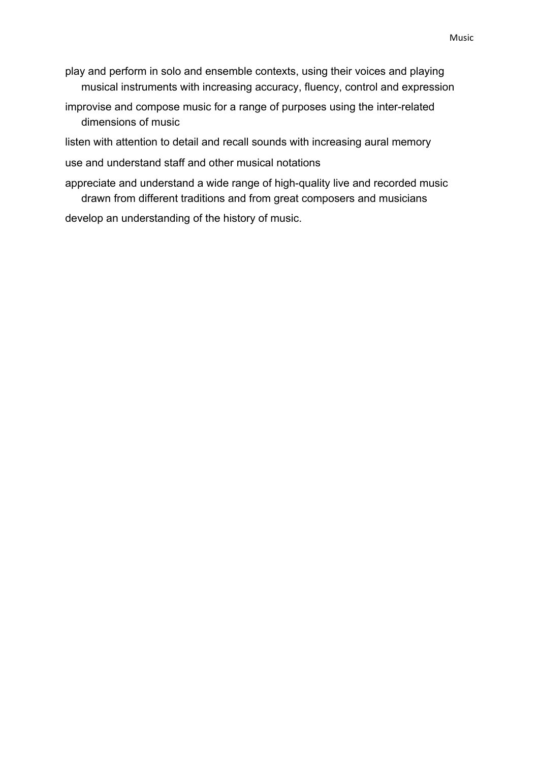- play and perform in solo and ensemble contexts, using their voices and playing musical instruments with increasing accuracy, fluency, control and expression
- improvise and compose music for a range of purposes using the inter-related dimensions of music
- listen with attention to detail and recall sounds with increasing aural memory
- use and understand staff and other musical notations
- appreciate and understand a wide range of high-quality live and recorded music drawn from different traditions and from great composers and musicians
- develop an understanding of the history of music.